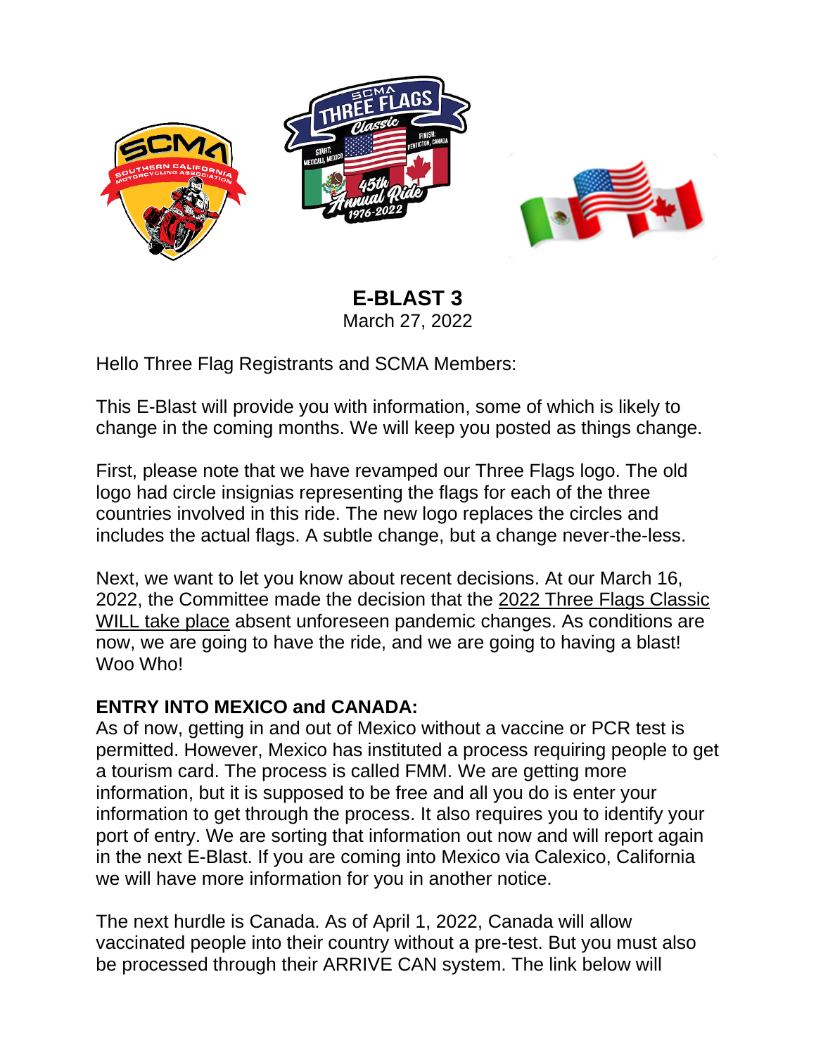**E-BLAST 3**
March 27, 2022

Hello Three Flag Registrants and SCMA Members:

This E-Blast will provide you with information, some of which is likely to change in the coming months. We will keep you posted as things change.

First, please note that we have revamped our Three Flags logo. The old logo had circle insignias representing the flags for each of the three countries involved in this ride. The new logo replaces the circles and includes the actual flags. A subtle change, but a change never-the-less.

Next, we want to let you know about recent decisions. At our March 16, 2022, the Committee made the decision that the 2022 Three Flags Classic WILL take place absent unforeseen pandemic changes. As conditions are now, we are going to have the ride, and we are going to having a blast! Woo Who!

**ENTRY INTO MEXICO and CANADA:**
As of now, getting in and out of Mexico without a vaccine or PCR test is permitted. However, Mexico has instituted a process requiring people to get a tourism card. The process is called FMM. We are getting more information, but it is supposed to be free and all you do is enter your information to get through the process. It also requires you to identify your port of entry. We are sorting that information out now and will report again in the next E-Blast. If you are coming into Mexico via Calexico, California we will have more information for you in another notice.

The next hurdle is Canada. As of April 1, 2022, Canada will allow vaccinated people into their country without a pre-test. But you must also be processed through their ARRIVE CAN system. The link below will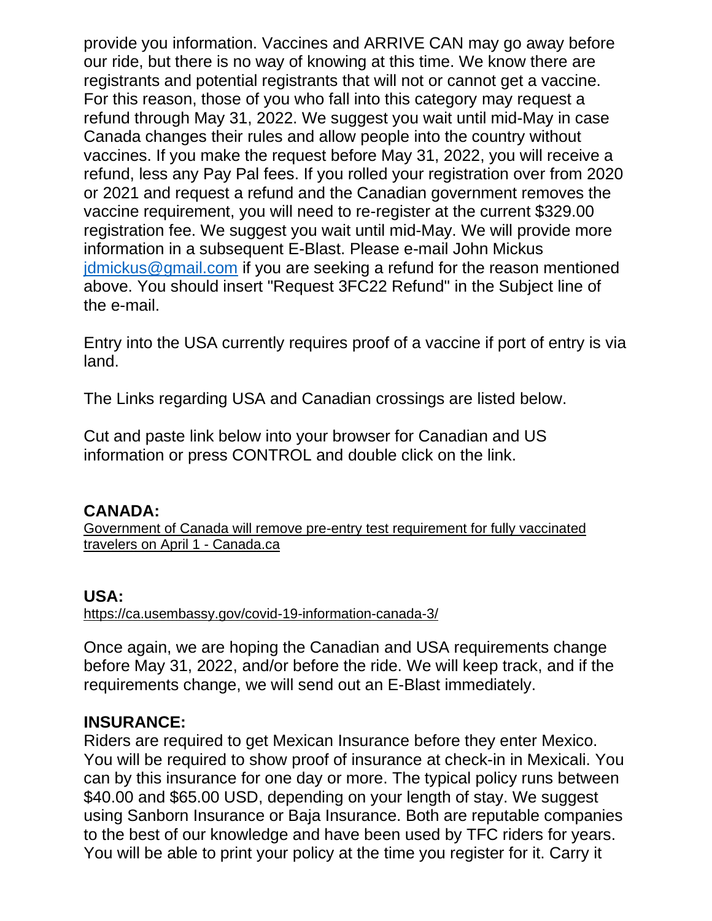provide you information. Vaccines and ARRIVE CAN may go away before our ride, but there is no way of knowing at this time. We know there are registrants and potential registrants that will not or cannot get a vaccine. For this reason, those of you who fall into this category may request a refund through May 31, 2022. We suggest you wait until mid-May in case Canada changes their rules and allow people into the country without vaccines. If you make the request before May 31, 2022, you will receive a refund, less any Pay Pal fees. If you rolled your registration over from 2020 or 2021 and request a refund and the Canadian government removes the vaccine requirement, you will need to re-register at the current $329.00 registration fee. We suggest you wait until mid-May. We will provide more information in a subsequent E-Blast. Please e-mail John Mickus [jdmickus@gmail.com](mailto:jdmickus@gmail.com) if you are seeking a refund for the reason mentioned above. You should insert "Request 3FC22 Refund" in the Subject line of the e-mail.

Entry into the USA currently requires proof of a vaccine if port of entry is via land.

The Links regarding USA and Canadian crossings are listed below.

Cut and paste link below into your browser for Canadian and US information or press CONTROL and double click on the link.

**CANADA:**
Government of Canada will remove pre-entry test requirement for fully vaccinated travelers on April 1 - Canada.ca

**USA:**
https://ca.usembassy.gov/covid-19-information-canada-3/

Once again, we are hoping the Canadian and USA requirements change before May 31, 2022, and/or before the ride. We will keep track, and if the requirements change, we will send out an E-Blast immediately.

**INSURANCE:**
Riders are required to get Mexican Insurance before they enter Mexico. You will be required to show proof of insurance at check-in in Mexicali. You can by this insurance for one day or more. The typical policy runs between $40.00 and $65.00 USD, depending on your length of stay. We suggest using Sanborn Insurance or Baja Insurance. Both are reputable companies to the best of our knowledge and have been used by TFC riders for years. You will be able to print your policy at the time you register for it. Carry it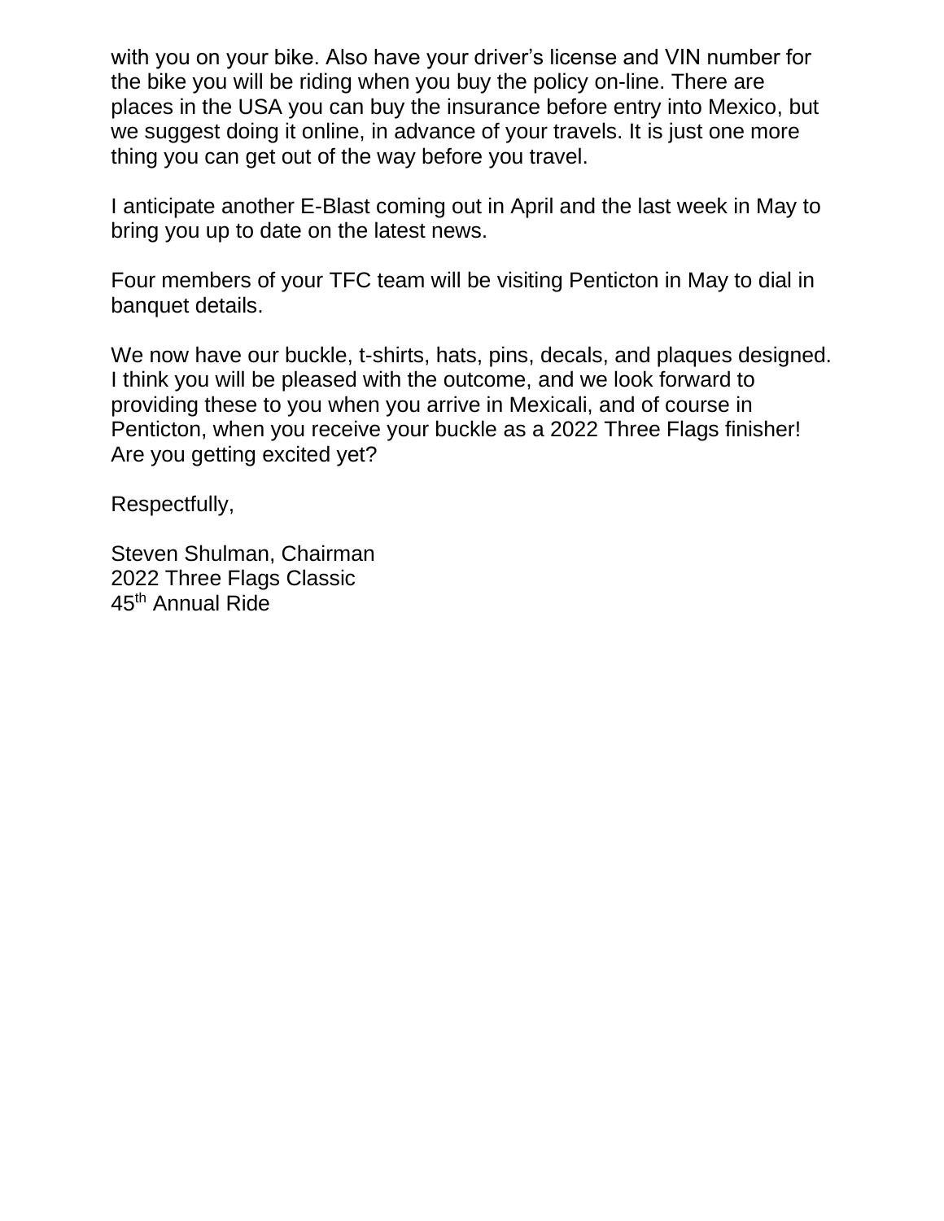with you on your bike. Also have your driver's license and VIN number for the bike you will be riding when you buy the policy on-line. There are places in the USA you can buy the insurance before entry into Mexico, but we suggest doing it online, in advance of your travels. It is just one more thing you can get out of the way before you travel.

I anticipate another E-Blast coming out in April and the last week in May to bring you up to date on the latest news.

Four members of your TFC team will be visiting Penticton in May to dial in banquet details.

We now have our buckle, t-shirts, hats, pins, decals, and plaques designed. I think you will be pleased with the outcome, and we look forward to providing these to you when you arrive in Mexicali, and of course in Penticton, when you receive your buckle as a 2022 Three Flags finisher! Are you getting excited yet?

Respectfully,

Steven Shulman, Chairman
2022 Three Flags Classic
45th Annual Ride